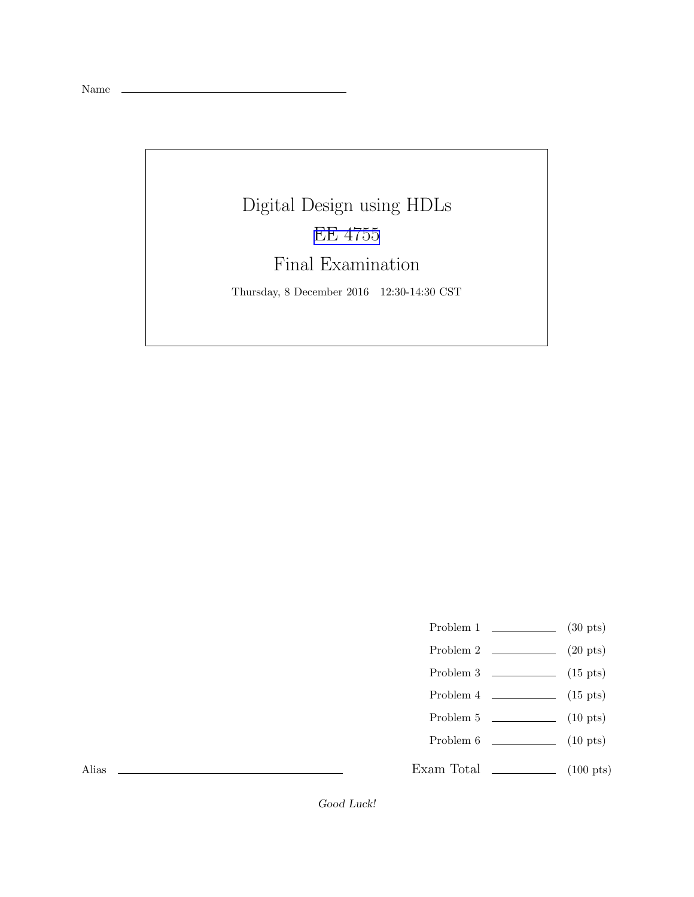Name \_\_\_\_\_\_\_\_\_\_\_\_\_\_\_\_\_\_\_\_\_\_\_\_\_\_\_\_\_\_

# Digital Design using HDLs

## EE 4755

## Final Examination

Thursday, 8 December 2016 12:30-14:30 CST

| | | |
|---|---|---|
| Problem 1 | \_\_\_\_\_\_\_\_ | (30 pts) |
| Problem 2 | \_\_\_\_\_\_\_\_ | (20 pts) |
| Problem 3 | \_\_\_\_\_\_\_\_ | (15 pts) |
| Problem 4 | \_\_\_\_\_\_\_\_ | (15 pts) |
| Problem 5 | \_\_\_\_\_\_\_\_ | (10 pts) |
| Problem 6 | \_\_\_\_\_\_\_\_ | (10 pts) |
| Exam Total | \_\_\_\_\_\_\_\_ | (100 pts) |

Alias \_\_\_\_\_\_\_\_\_\_\_\_\_\_\_\_\_\_\_\_\_\_\_\_\_\_\_\_\_\_

*Good Luck!*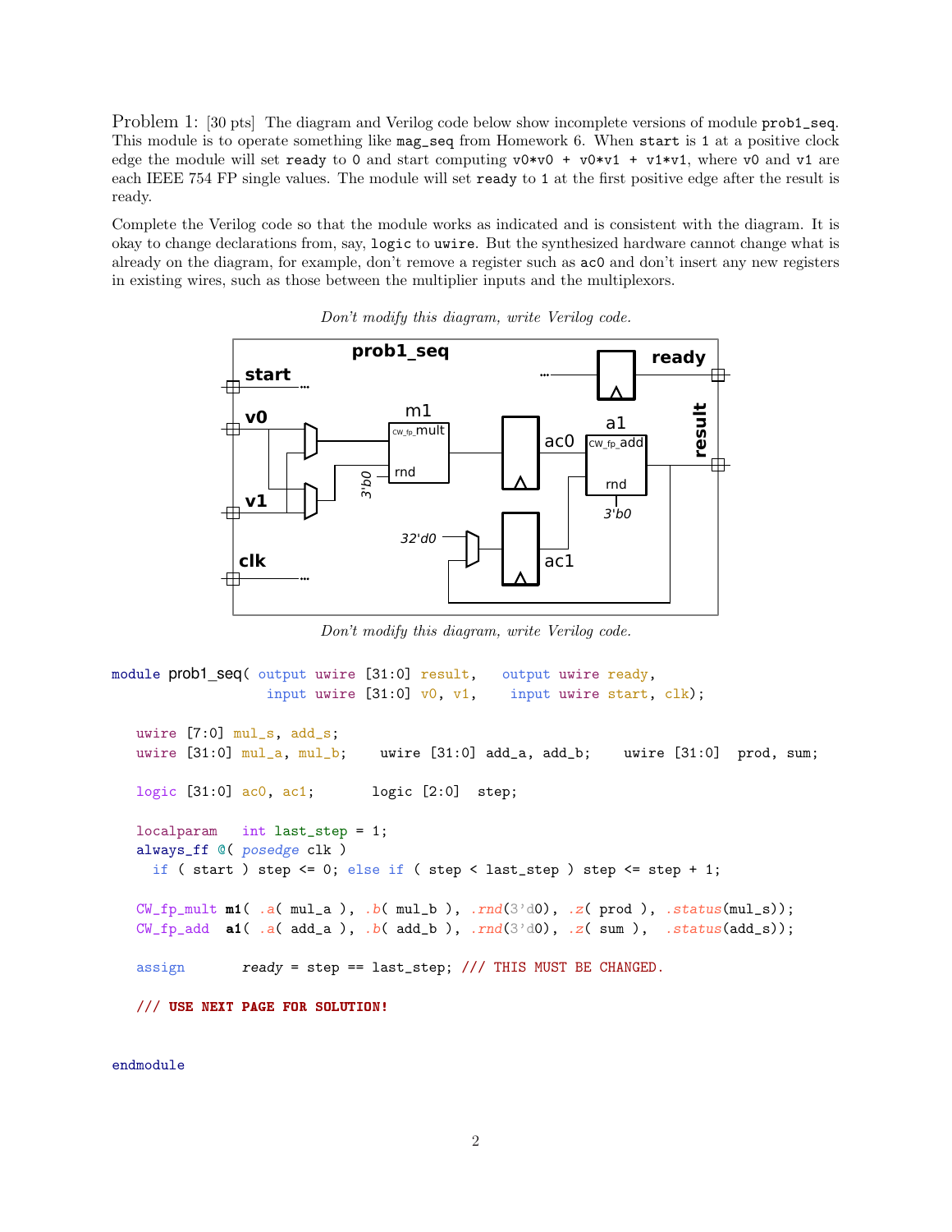Problem 1: [30 pts] The diagram and Verilog code below show incomplete versions of module `prob1_seq`. This module is to operate something like `mag_seq` from Homework 6. When `start` is 1 at a positive clock edge the module will set `ready` to 0 and start computing `v0*v0 + v0*v1 + v1*v1`, where `v0` and `v1` are each IEEE 754 FP single values. The module will set `ready` to 1 at the first positive edge after the result is ready.

Complete the Verilog code so that the module works as indicated and is consistent with the diagram. It is okay to change declarations from, say, `logic` to `uwire`. But the synthesized hardware cannot change what is already on the diagram, for example, don't remove a register such as `ac0` and don't insert any new registers in existing wires, such as those between the multiplier inputs and the multiplexors.

*Don't modify this diagram, write Verilog code.*

*Don't modify this diagram, write Verilog code.*

```
module prob1_seq( output uwire [31:0] result,   output uwire ready,
                  input uwire [31:0] v0, v1,    input uwire start, clk);

   uwire [7:0] mul_s, add_s;
   uwire [31:0] mul_a, mul_b;    uwire [31:0] add_a, add_b;    uwire [31:0]  prod, sum;

   logic [31:0] ac0, ac1;       logic [2:0]  step;

   localparam   int last_step = 1;
   always_ff @( posedge clk )
     if ( start ) step <= 0; else if ( step < last_step ) step <= step + 1;

   CW_fp_mult m1( .a( mul_a ), .b( mul_b ), .rnd(3'd0), .z( prod ), .status(mul_s));
   CW_fp_add  a1( .a( add_a ), .b( add_b ), .rnd(3'd0), .z( sum ),  .status(add_s));

   assign       ready = step == last_step; /// THIS MUST BE CHANGED.

   /// USE NEXT PAGE FOR SOLUTION!


endmodule
```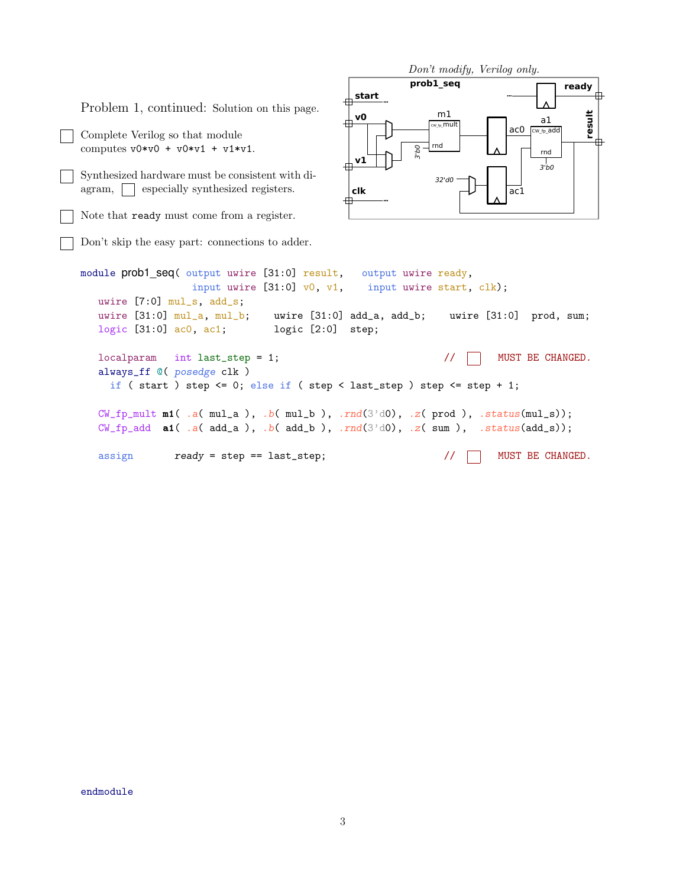Problem 1, continued: Solution on this page.

*Don't modify, Verilog only.*

☐ Complete Verilog so that module computes `v0*v0 + v0*v1 + v1*v1`.

☐ Synthesized hardware must be consistent with diagram, ☐ especially synthesized registers.

☐ Note that `ready` must come from a register.

☐ Don't skip the easy part: connections to adder.

```
module prob1_seq( output uwire [31:0] result,   output uwire ready,
                  input uwire [31:0] v0, v1,    input uwire start, clk);
   uwire [7:0] mul_s, add_s;
   uwire [31:0] mul_a, mul_b;    uwire [31:0] add_a, add_b;    uwire [31:0]  prod, sum;
   logic [31:0] ac0, ac1;        logic [2:0]  step;

   localparam   int last_step = 1;                          //  ☐  MUST BE CHANGED.
   always_ff @( posedge clk )
     if ( start ) step <= 0; else if ( step < last_step ) step <= step + 1;

   CW_fp_mult m1( .a( mul_a ), .b( mul_b ), .rnd(3'd0), .z( prod ), .status(mul_s));
   CW_fp_add  a1( .a( add_a ), .b( add_b ), .rnd(3'd0), .z( sum ),  .status(add_s));

   assign       ready = step == last_step;                  //  ☐  MUST BE CHANGED.




endmodule
```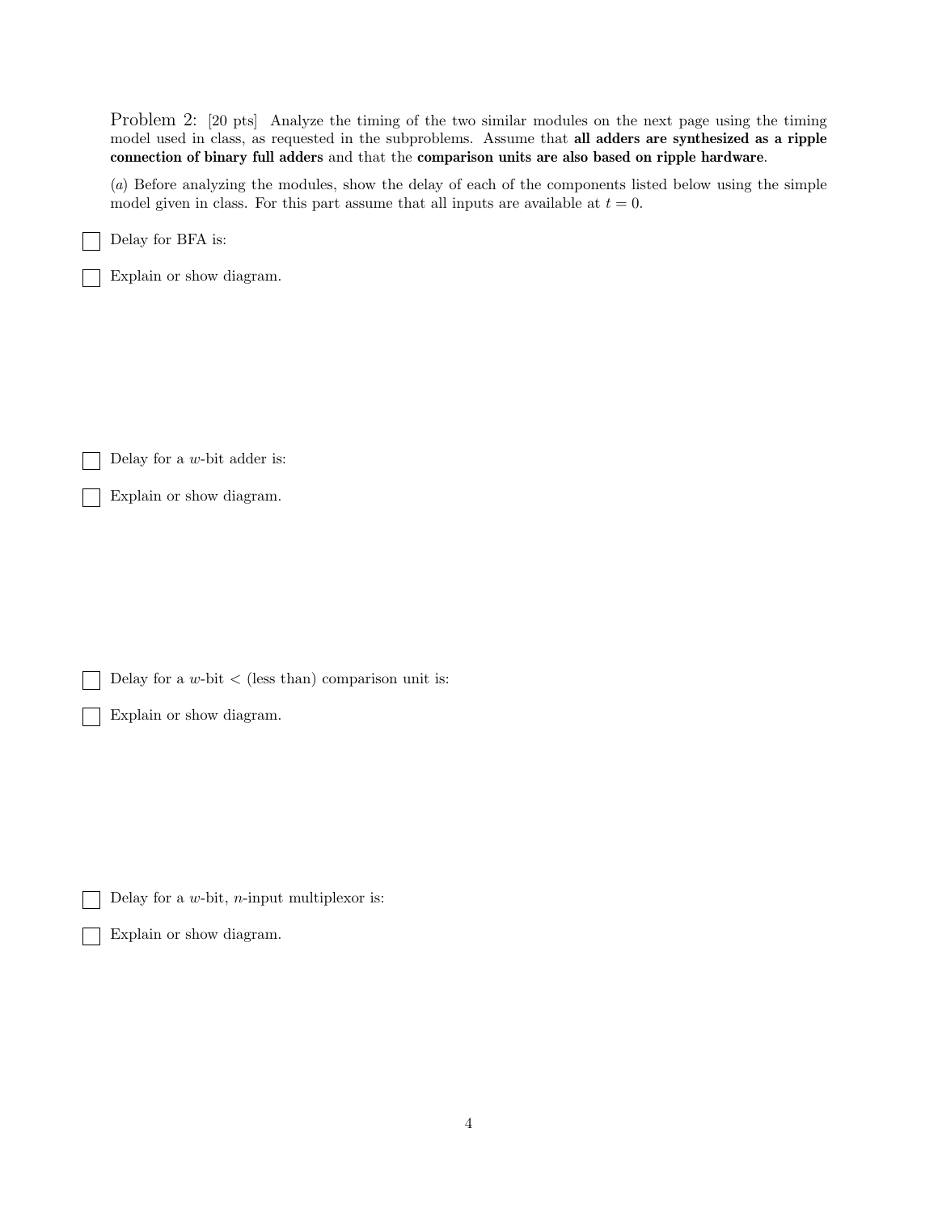Problem 2: [20 pts] Analyze the timing of the two similar modules on the next page using the timing model used in class, as requested in the subproblems. Assume that **all adders are synthesized as a ripple connection of binary full adders** and that the **comparison units are also based on ripple hardware**.

($a$) Before analyzing the modules, show the delay of each of the components listed below using the simple model given in class. For this part assume that all inputs are available at $t = 0$.

- [ ] Delay for BFA is:

- [ ] Explain or show diagram.

- [ ] Delay for a $w$-bit adder is:

- [ ] Explain or show diagram.

- [ ] Delay for a $w$-bit $<$ (less than) comparison unit is:

- [ ] Explain or show diagram.

- [ ] Delay for a $w$-bit, $n$-input multiplexor is:

- [ ] Explain or show diagram.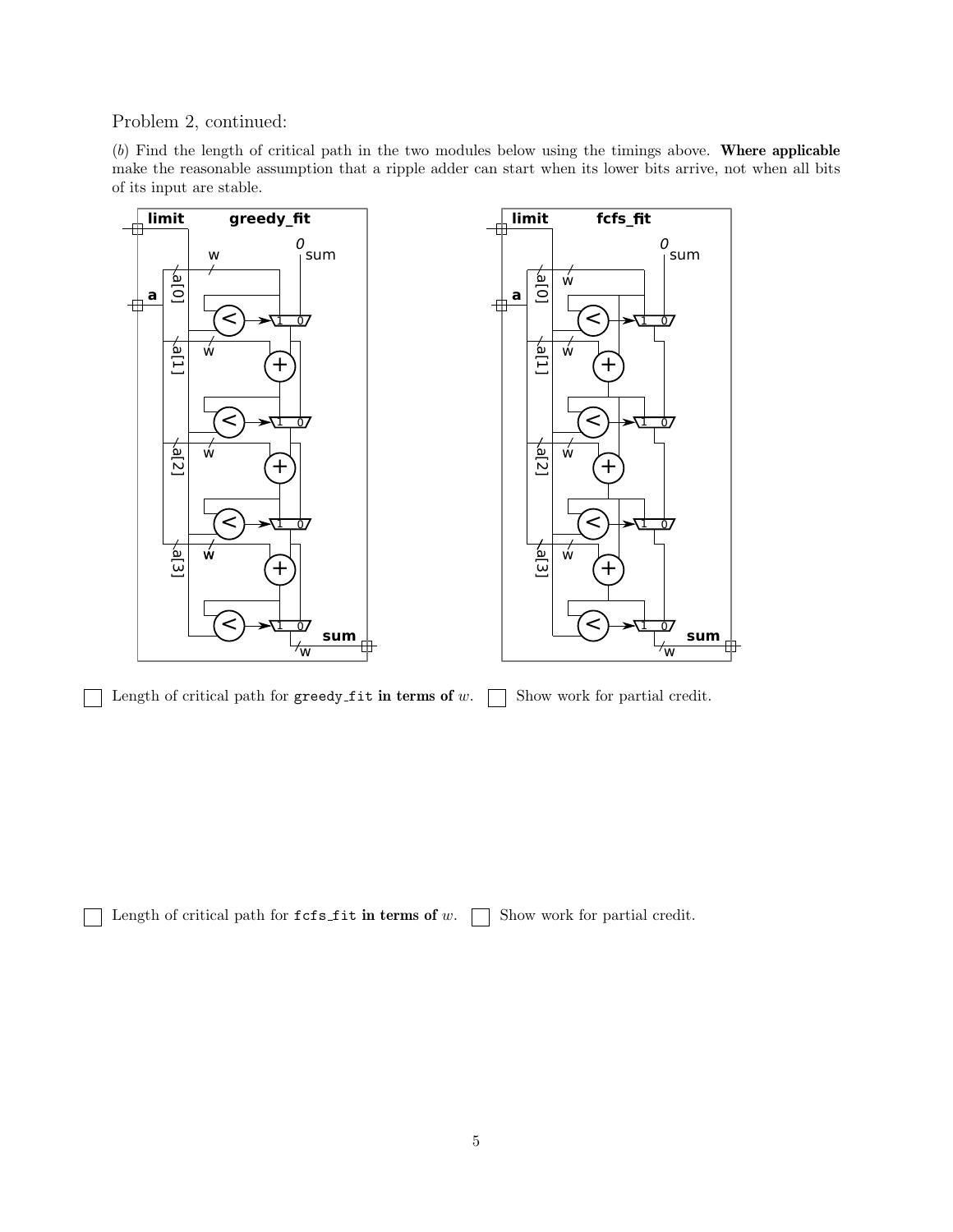Problem 2, continued:

(*b*) Find the length of critical path in the two modules below using the timings above. **Where applicable** make the reasonable assumption that a ripple adder can start when its lower bits arrive, not when all bits of its input are stable.

☐ Length of critical path for `greedy_fit` **in terms of** $w$. ☐ Show work for partial credit.

☐ Length of critical path for `fcfs_fit` **in terms of** $w$. ☐ Show work for partial credit.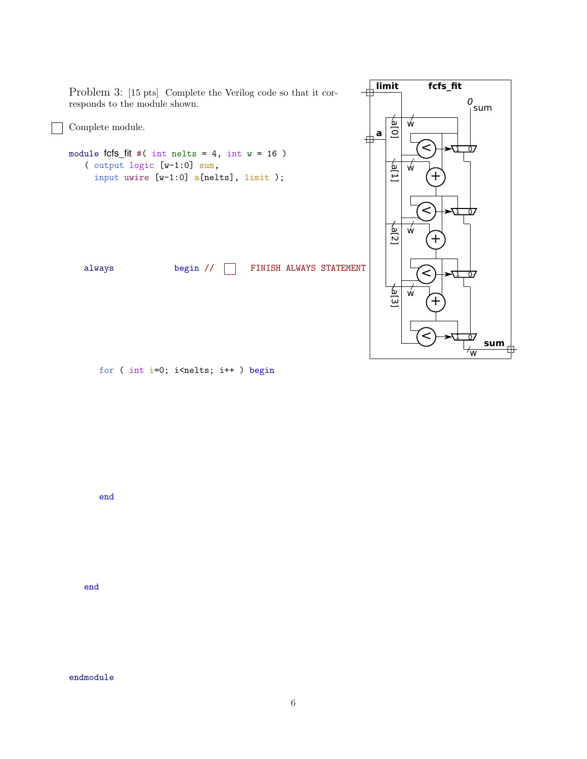Problem 3: [15 pts] Complete the Verilog code so that it corresponds to the module shown.

☐ Complete module.

```
module fcfs_fit #( int nelts = 4, int w = 16 )
   ( output logic [w-1:0] sum,
     input uwire [w-1:0] a[nelts], limit );



   always            begin //  ☐  FINISH ALWAYS STATEMENT



      for ( int i=0; i<nelts; i++ ) begin



      end



   end



endmodule
```

fcfs_fit

limit

a

a[0] a[1] a[2] a[3]

w

0 sum

< + 1 0

sum

w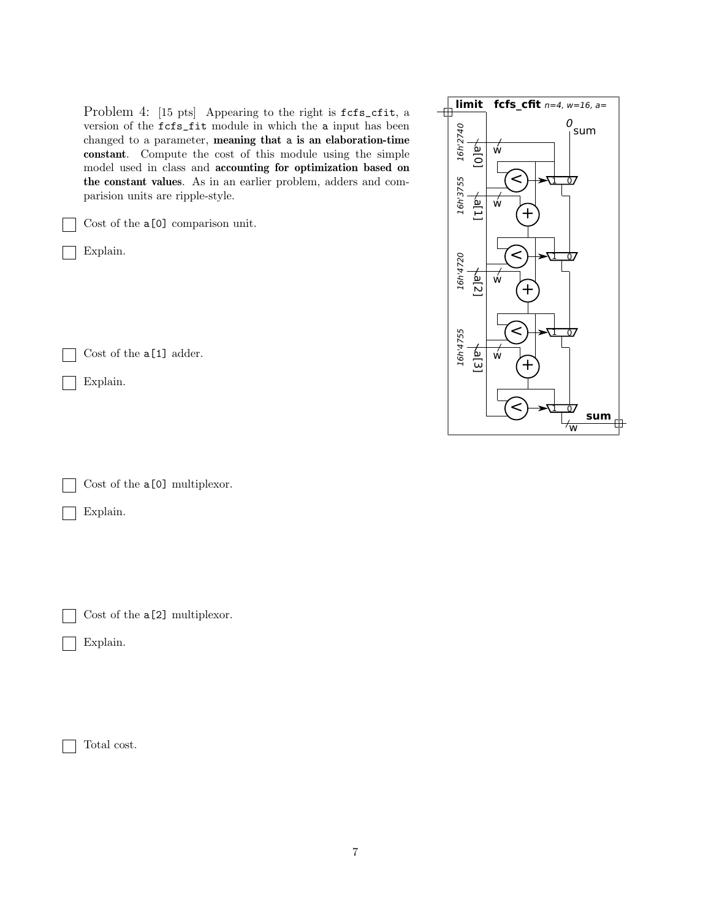Problem 4: [15 pts] Appearing to the right is `fcfs_cfit`, a version of the `fcfs_fit` module in which the `a` input has been changed to a parameter, **meaning that `a` is an elaboration-time constant**. Compute the cost of this module using the simple model used in class and **accounting for optimization based on the constant values**. As in an earlier problem, adders and comparision units are ripple-style.

- [ ] Cost of the `a[0]` comparison unit.

- [ ] Explain.

- [ ] Cost of the `a[1]` adder.

- [ ] Explain.

- [ ] Cost of the `a[0]` multiplexor.

- [ ] Explain.

- [ ] Cost of the `a[2]` multiplexor.

- [ ] Explain.

- [ ] Total cost.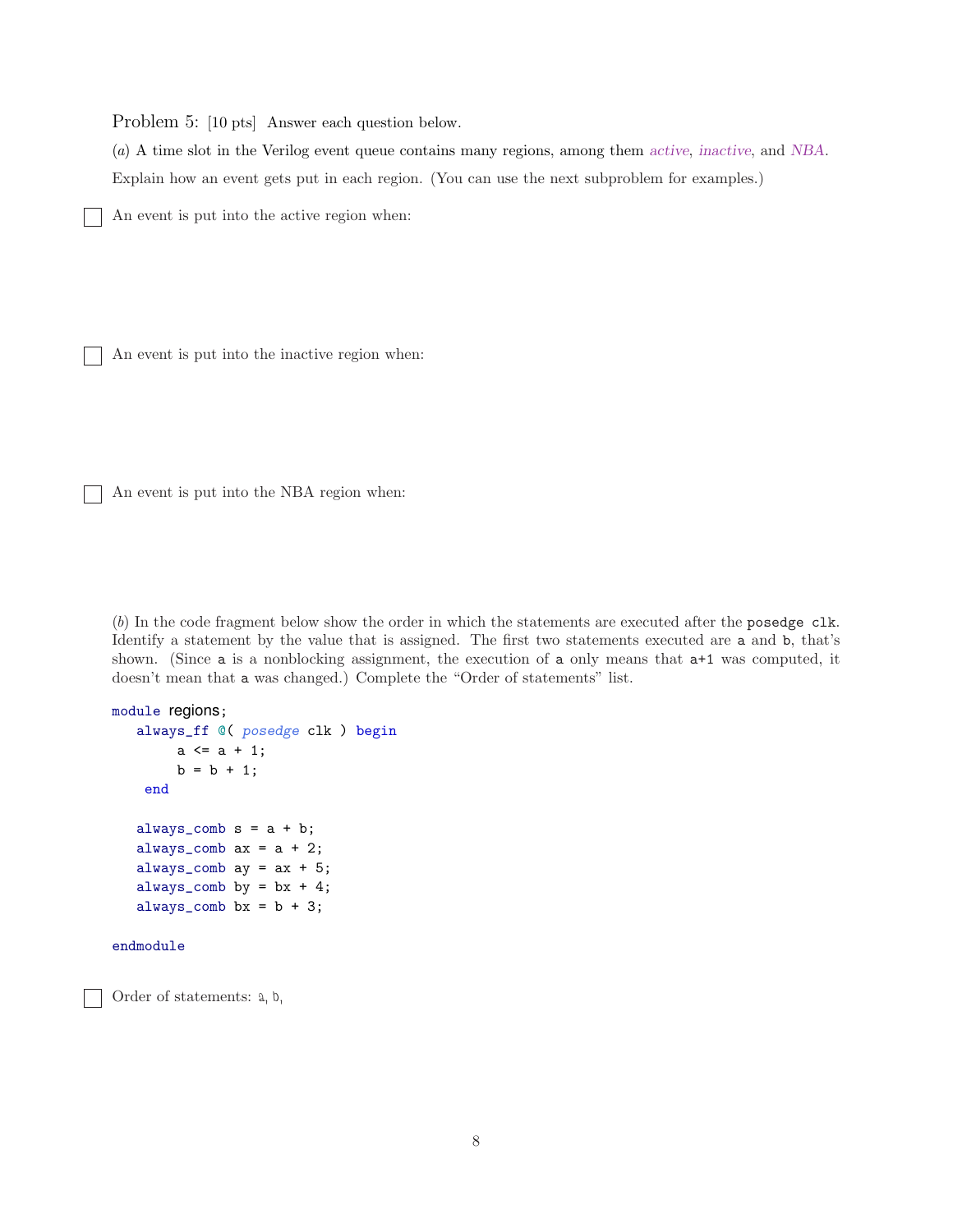Problem 5: [10 pts] Answer each question below.

(*a*) A time slot in the Verilog event queue contains many regions, among them *active*, *inactive*, and *NBA*.

Explain how an event gets put in each region. (You can use the next subproblem for examples.)

☐ An event is put into the active region when:

☐ An event is put into the inactive region when:

☐ An event is put into the NBA region when:

(*b*) In the code fragment below show the order in which the statements are executed after the `posedge clk`. Identify a statement by the value that is assigned. The first two statements executed are `a` and `b`, that's shown. (Since `a` is a nonblocking assignment, the execution of `a` only means that `a+1` was computed, it doesn't mean that `a` was changed.) Complete the "Order of statements" list.

```
module regions;
   always_ff @( posedge clk ) begin
        a <= a + 1;
        b = b + 1;
    end

   always_comb s = a + b;
   always_comb ax = a + 2;
   always_comb ay = ax + 5;
   always_comb by = bx + 4;
   always_comb bx = b + 3;

endmodule
```

☐ Order of statements: a, b,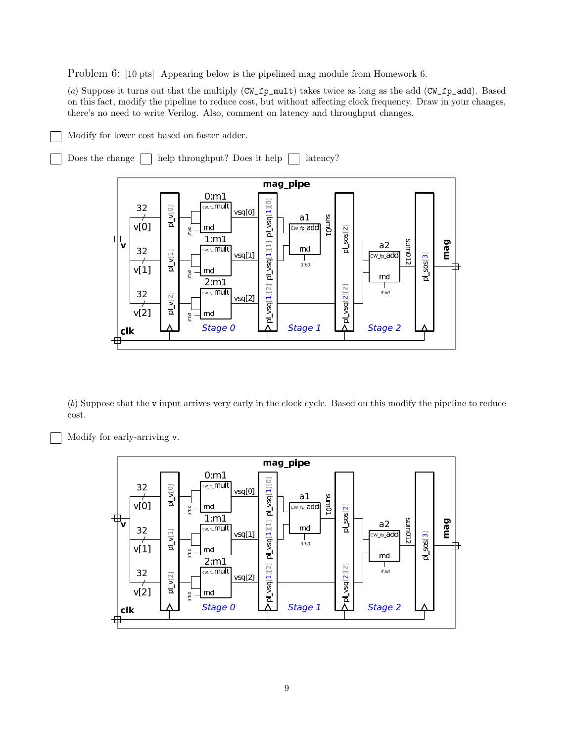Problem 6: [10 pts] Appearing below is the pipelined mag module from Homework 6.

(*a*) Suppose it turns out that the multiply (`CW_fp_mult`) takes twice as long as the add (`CW_fp_add`). Based on this fact, modify the pipeline to reduce cost, but without affecting clock frequency. Draw in your changes, there's no need to write Verilog. Also, comment on latency and throughput changes.

☐ Modify for lower cost based on faster adder.

☐ Does the change ☐ help throughput? Does it help ☐ latency?

mag_pipe

32
v[0]
32
v[1]
32
v[2]
v
clk
pl_v[0]
pl_v[1]
pl_v[2]
0:m1
1:m1
2:m1
CW_fp_mult
rnd
3'b0
vsq[0]
vsq[1]
vsq[2]
pl_vsq[1][0]
pl_vsq[1][1]
pl_vsq[1][2]
a1
CW_fp_add
rnd
3'b0
sum01
pl_sos[2]
pl_vsq[2][2]
a2
CW_fp_add
rnd
3'b0
sum012
pl_sos[3]
mag
Stage 0
Stage 1
Stage 2

(*b*) Suppose that the `v` input arrives very early in the clock cycle. Based on this modify the pipeline to reduce cost.

☐ Modify for early-arriving `v`.

mag_pipe

32
v[0]
32
v[1]
32
v[2]
v
clk
pl_v[0]
pl_v[1]
pl_v[2]
0:m1
1:m1
2:m1
CW_fp_mult
rnd
3'b0
vsq[0]
vsq[1]
vsq[2]
pl_vsq[1][0]
pl_vsq[1][1]
pl_vsq[1][2]
a1
CW_fp_add
rnd
3'b0
sum01
pl_sos[2]
pl_vsq[2][2]
a2
CW_fp_add
rnd
3'b0
sum012
pl_sos[3]
mag
Stage 0
Stage 1
Stage 2